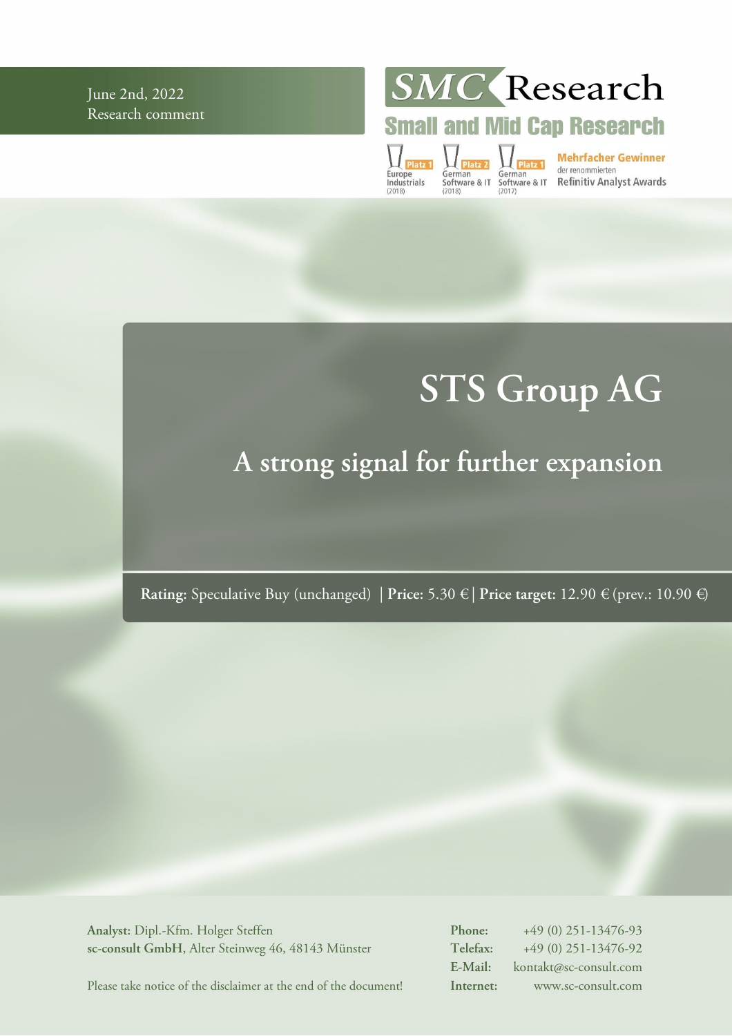June 2nd, 2022
Research comment

SMC Research
Small and Mid Cap Research

Platz 1 Europe Industrials (2018) | Platz 2 German Software & IT (2018) | Platz 1 German Software & IT (2017)

Mehrfacher Gewinner der renommierten Refinitiv Analyst Awards

# STS Group AG

## A strong signal for further expansion

**Rating:** Speculative Buy (unchanged) | **Price:** 5.30 € | **Price target:** 12.90 € (prev.: 10.90 €)

**Analyst:** Dipl.-Kfm. Holger Steffen
**sc-consult GmbH**, Alter Steinweg 46, 48143 Münster

Please take notice of the disclaimer at the end of the document!

**Phone:** +49 (0) 251-13476-93
**Telefax:** +49 (0) 251-13476-92
**E-Mail:** kontakt@sc-consult.com
**Internet:** www.sc-consult.com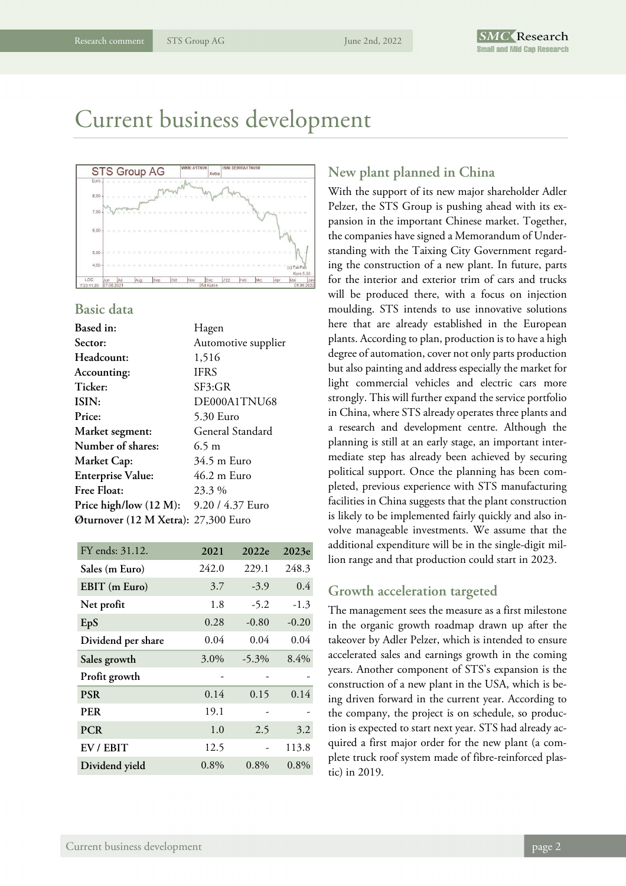# Current business development

## Basic data

| | |
|---|---|
| **Based in:** | Hagen |
| **Sector:** | Automotive supplier |
| **Headcount:** | 1,516 |
| **Accounting:** | IFRS |
| **Ticker:** | SF3:GR |
| **ISIN:** | DE000A1TNU68 |
| **Price:** | 5.30 Euro |
| **Market segment:** | General Standard |
| **Number of shares:** | 6.5 m |
| **Market Cap:** | 34.5 m Euro |
| **Enterprise Value:** | 46.2 m Euro |
| **Free Float:** | 23.3 % |
| **Price high/low (12 M):** | 9.20 / 4.37 Euro |
| **Øturnover (12 M Xetra):** | 27,300 Euro |

| FY ends: 31.12. | 2021 | 2022e | 2023e |
|---|---|---|---|
| **Sales (m Euro)** | 242.0 | 229.1 | 248.3 |
| **EBIT (m Euro)** | 3.7 | -3.9 | 0.4 |
| **Net profit** | 1.8 | -5.2 | -1.3 |
| **EpS** | 0.28 | -0.80 | -0.20 |
| **Dividend per share** | 0.04 | 0.04 | 0.04 |
| **Sales growth** | 3.0% | -5.3% | 8.4% |
| **Profit growth** | - | - | - |
| **PSR** | 0.14 | 0.15 | 0.14 |
| **PER** | 19.1 | - | - |
| **PCR** | 1.0 | 2.5 | 3.2 |
| **EV / EBIT** | 12.5 | - | 113.8 |
| **Dividend yield** | 0.8% | 0.8% | 0.8% |

## New plant planned in China

With the support of its new major shareholder Adler Pelzer, the STS Group is pushing ahead with its expansion in the important Chinese market. Together, the companies have signed a Memorandum of Understanding with the Taixing City Government regarding the construction of a new plant. In future, parts for the interior and exterior trim of cars and trucks will be produced there, with a focus on injection moulding. STS intends to use innovative solutions here that are already established in the European plants. According to plan, production is to have a high degree of automation, cover not only parts production but also painting and address especially the market for light commercial vehicles and electric cars more strongly. This will further expand the service portfolio in China, where STS already operates three plants and a research and development centre. Although the planning is still at an early stage, an important intermediate step has already been achieved by securing political support. Once the planning has been completed, previous experience with STS manufacturing facilities in China suggests that the plant construction is likely to be implemented fairly quickly and also involve manageable investments. We assume that the additional expenditure will be in the single-digit million range and that production could start in 2023.

## Growth acceleration targeted

The management sees the measure as a first milestone in the organic growth roadmap drawn up after the takeover by Adler Pelzer, which is intended to ensure accelerated sales and earnings growth in the coming years. Another component of STS's expansion is the construction of a new plant in the USA, which is being driven forward in the current year. According to the company, the project is on schedule, so production is expected to start next year. STS had already acquired a first major order for the new plant (a complete truck roof system made of fibre-reinforced plastic) in 2019.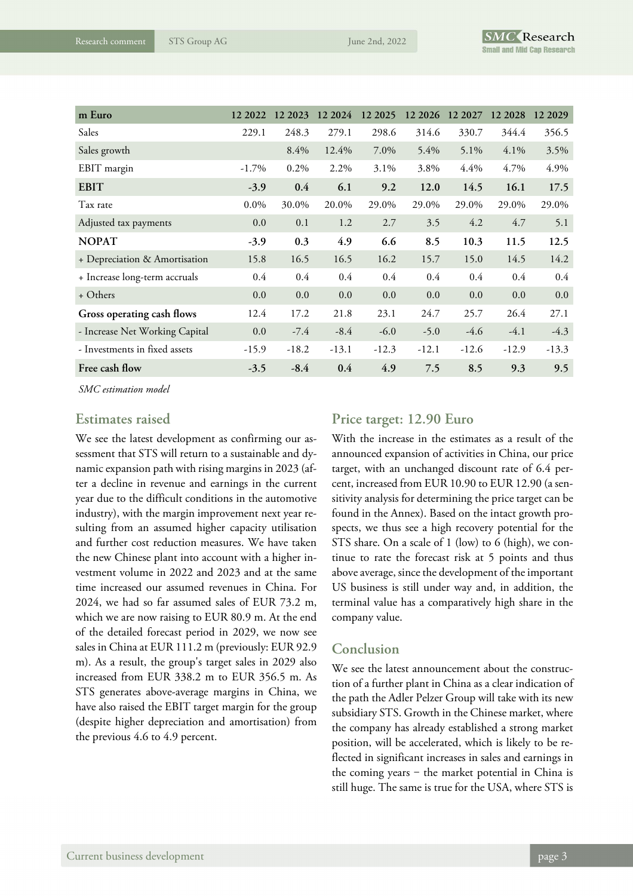| m Euro | 12 2022 | 12 2023 | 12 2024 | 12 2025 | 12 2026 | 12 2027 | 12 2028 | 12 2029 |
|---|---|---|---|---|---|---|---|---|
| Sales | 229.1 | 248.3 | 279.1 | 298.6 | 314.6 | 330.7 | 344.4 | 356.5 |
| Sales growth | | 8.4% | 12.4% | 7.0% | 5.4% | 5.1% | 4.1% | 3.5% |
| EBIT margin | -1.7% | 0.2% | 2.2% | 3.1% | 3.8% | 4.4% | 4.7% | 4.9% |
| **EBIT** | **-3.9** | **0.4** | **6.1** | **9.2** | **12.0** | **14.5** | **16.1** | **17.5** |
| Tax rate | 0.0% | 30.0% | 20.0% | 29.0% | 29.0% | 29.0% | 29.0% | 29.0% |
| Adjusted tax payments | 0.0 | 0.1 | 1.2 | 2.7 | 3.5 | 4.2 | 4.7 | 5.1 |
| **NOPAT** | **-3.9** | **0.3** | **4.9** | **6.6** | **8.5** | **10.3** | **11.5** | **12.5** |
| + Depreciation & Amortisation | 15.8 | 16.5 | 16.5 | 16.2 | 15.7 | 15.0 | 14.5 | 14.2 |
| + Increase long-term accruals | 0.4 | 0.4 | 0.4 | 0.4 | 0.4 | 0.4 | 0.4 | 0.4 |
| + Others | 0.0 | 0.0 | 0.0 | 0.0 | 0.0 | 0.0 | 0.0 | 0.0 |
| **Gross operating cash flows** | 12.4 | 17.2 | 21.8 | 23.1 | 24.7 | 25.7 | 26.4 | 27.1 |
| - Increase Net Working Capital | 0.0 | -7.4 | -8.4 | -6.0 | -5.0 | -4.6 | -4.1 | -4.3 |
| - Investments in fixed assets | -15.9 | -18.2 | -13.1 | -12.3 | -12.1 | -12.6 | -12.9 | -13.3 |
| **Free cash flow** | **-3.5** | **-8.4** | **0.4** | **4.9** | **7.5** | **8.5** | **9.3** | **9.5** |

*SMC estimation model*

## Estimates raised

We see the latest development as confirming our assessment that STS will return to a sustainable and dynamic expansion path with rising margins in 2023 (after a decline in revenue and earnings in the current year due to the difficult conditions in the automotive industry), with the margin improvement next year resulting from an assumed higher capacity utilisation and further cost reduction measures. We have taken the new Chinese plant into account with a higher investment volume in 2022 and 2023 and at the same time increased our assumed revenues in China. For 2024, we had so far assumed sales of EUR 73.2 m, which we are now raising to EUR 80.9 m. At the end of the detailed forecast period in 2029, we now see sales in China at EUR 111.2 m (previously: EUR 92.9 m). As a result, the group's target sales in 2029 also increased from EUR 338.2 m to EUR 356.5 m. As STS generates above-average margins in China, we have also raised the EBIT target margin for the group (despite higher depreciation and amortisation) from the previous 4.6 to 4.9 percent.

## Price target: 12.90 Euro

With the increase in the estimates as a result of the announced expansion of activities in China, our price target, with an unchanged discount rate of 6.4 percent, increased from EUR 10.90 to EUR 12.90 (a sensitivity analysis for determining the price target can be found in the Annex). Based on the intact growth prospects, we thus see a high recovery potential for the STS share. On a scale of 1 (low) to 6 (high), we continue to rate the forecast risk at 5 points and thus above average, since the development of the important US business is still under way and, in addition, the terminal value has a comparatively high share in the company value.

## Conclusion

We see the latest announcement about the construction of a further plant in China as a clear indication of the path the Adler Pelzer Group will take with its new subsidiary STS. Growth in the Chinese market, where the company has already established a strong market position, will be accelerated, which is likely to be reflected in significant increases in sales and earnings in the coming years − the market potential in China is still huge. The same is true for the USA, where STS is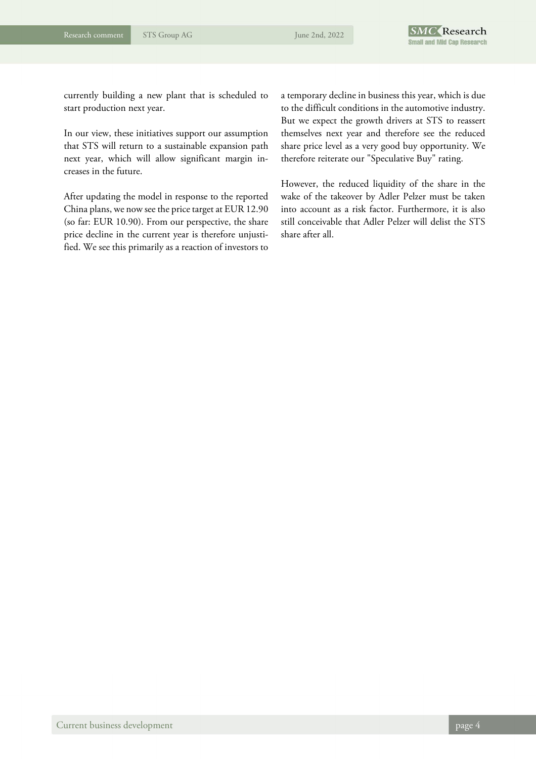currently building a new plant that is scheduled to start production next year.

In our view, these initiatives support our assumption that STS will return to a sustainable expansion path next year, which will allow significant margin increases in the future.

After updating the model in response to the reported China plans, we now see the price target at EUR 12.90 (so far: EUR 10.90). From our perspective, the share price decline in the current year is therefore unjustified. We see this primarily as a reaction of investors to a temporary decline in business this year, which is due to the difficult conditions in the automotive industry. But we expect the growth drivers at STS to reassert themselves next year and therefore see the reduced share price level as a very good buy opportunity. We therefore reiterate our "Speculative Buy" rating.

However, the reduced liquidity of the share in the wake of the takeover by Adler Pelzer must be taken into account as a risk factor. Furthermore, it is also still conceivable that Adler Pelzer will delist the STS share after all.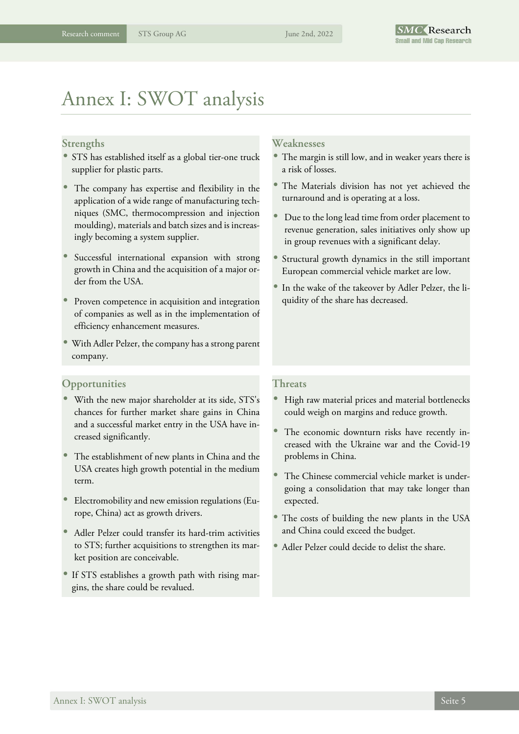# Annex I: SWOT analysis

## Strengths

- STS has established itself as a global tier-one truck supplier for plastic parts.
- The company has expertise and flexibility in the application of a wide range of manufacturing techniques (SMC, thermocompression and injection moulding), materials and batch sizes and is increasingly becoming a system supplier.
- Successful international expansion with strong growth in China and the acquisition of a major order from the USA.
- Proven competence in acquisition and integration of companies as well as in the implementation of efficiency enhancement measures.
- With Adler Pelzer, the company has a strong parent company.

## Weaknesses

- The margin is still low, and in weaker years there is a risk of losses.
- The Materials division has not yet achieved the turnaround and is operating at a loss.
- Due to the long lead time from order placement to revenue generation, sales initiatives only show up in group revenues with a significant delay.
- Structural growth dynamics in the still important European commercial vehicle market are low.
- In the wake of the takeover by Adler Pelzer, the liquidity of the share has decreased.

## Opportunities

- With the new major shareholder at its side, STS's chances for further market share gains in China and a successful market entry in the USA have increased significantly.
- The establishment of new plants in China and the USA creates high growth potential in the medium term.
- Electromobility and new emission regulations (Europe, China) act as growth drivers.
- Adler Pelzer could transfer its hard-trim activities to STS; further acquisitions to strengthen its market position are conceivable.
- If STS establishes a growth path with rising margins, the share could be revalued.

## Threats

- High raw material prices and material bottlenecks could weigh on margins and reduce growth.
- The economic downturn risks have recently increased with the Ukraine war and the Covid-19 problems in China.
- The Chinese commercial vehicle market is undergoing a consolidation that may take longer than expected.
- The costs of building the new plants in the USA and China could exceed the budget.
- Adler Pelzer could decide to delist the share.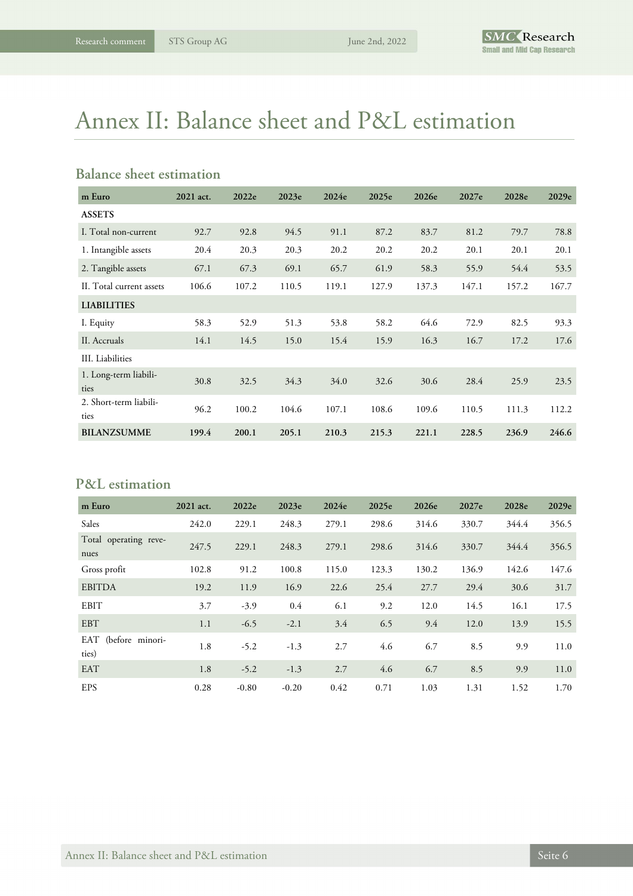# Annex II: Balance sheet and P&L estimation

## Balance sheet estimation

| m Euro | 2021 act. | 2022e | 2023e | 2024e | 2025e | 2026e | 2027e | 2028e | 2029e |
|---|---|---|---|---|---|---|---|---|---|
| **ASSETS** | | | | | | | | | |
| I. Total non-current | 92.7 | 92.8 | 94.5 | 91.1 | 87.2 | 83.7 | 81.2 | 79.7 | 78.8 |
| 1. Intangible assets | 20.4 | 20.3 | 20.3 | 20.2 | 20.2 | 20.2 | 20.1 | 20.1 | 20.1 |
| 2. Tangible assets | 67.1 | 67.3 | 69.1 | 65.7 | 61.9 | 58.3 | 55.9 | 54.4 | 53.5 |
| II. Total current assets | 106.6 | 107.2 | 110.5 | 119.1 | 127.9 | 137.3 | 147.1 | 157.2 | 167.7 |
| **LIABILITIES** | | | | | | | | | |
| I. Equity | 58.3 | 52.9 | 51.3 | 53.8 | 58.2 | 64.6 | 72.9 | 82.5 | 93.3 |
| II. Accruals | 14.1 | 14.5 | 15.0 | 15.4 | 15.9 | 16.3 | 16.7 | 17.2 | 17.6 |
| III. Liabilities | | | | | | | | | |
| 1. Long-term liabilities | 30.8 | 32.5 | 34.3 | 34.0 | 32.6 | 30.6 | 28.4 | 25.9 | 23.5 |
| 2. Short-term liabilities | 96.2 | 100.2 | 104.6 | 107.1 | 108.6 | 109.6 | 110.5 | 111.3 | 112.2 |
| **BILANZSUMME** | **199.4** | **200.1** | **205.1** | **210.3** | **215.3** | **221.1** | **228.5** | **236.9** | **246.6** |

## P&L estimation

| m Euro | 2021 act. | 2022e | 2023e | 2024e | 2025e | 2026e | 2027e | 2028e | 2029e |
|---|---|---|---|---|---|---|---|---|---|
| Sales | 242.0 | 229.1 | 248.3 | 279.1 | 298.6 | 314.6 | 330.7 | 344.4 | 356.5 |
| Total operating revenues | 247.5 | 229.1 | 248.3 | 279.1 | 298.6 | 314.6 | 330.7 | 344.4 | 356.5 |
| Gross profit | 102.8 | 91.2 | 100.8 | 115.0 | 123.3 | 130.2 | 136.9 | 142.6 | 147.6 |
| EBITDA | 19.2 | 11.9 | 16.9 | 22.6 | 25.4 | 27.7 | 29.4 | 30.6 | 31.7 |
| EBIT | 3.7 | -3.9 | 0.4 | 6.1 | 9.2 | 12.0 | 14.5 | 16.1 | 17.5 |
| EBT | 1.1 | -6.5 | -2.1 | 3.4 | 6.5 | 9.4 | 12.0 | 13.9 | 15.5 |
| EAT (before minorities) | 1.8 | -5.2 | -1.3 | 2.7 | 4.6 | 6.7 | 8.5 | 9.9 | 11.0 |
| EAT | 1.8 | -5.2 | -1.3 | 2.7 | 4.6 | 6.7 | 8.5 | 9.9 | 11.0 |
| EPS | 0.28 | -0.80 | -0.20 | 0.42 | 0.71 | 1.03 | 1.31 | 1.52 | 1.70 |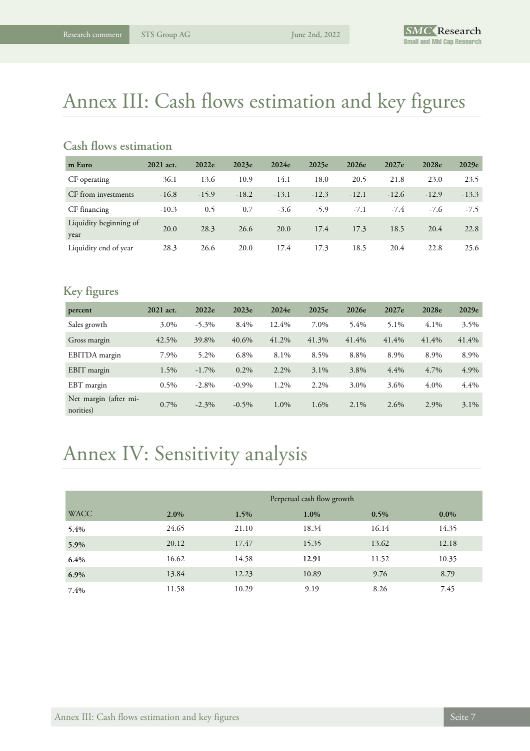# Annex III: Cash flows estimation and key figures

## Cash flows estimation

| m Euro | 2021 act. | 2022e | 2023e | 2024e | 2025e | 2026e | 2027e | 2028e | 2029e |
|---|---|---|---|---|---|---|---|---|---|
| CF operating | 36.1 | 13.6 | 10.9 | 14.1 | 18.0 | 20.5 | 21.8 | 23.0 | 23.5 |
| CF from investments | -16.8 | -15.9 | -18.2 | -13.1 | -12.3 | -12.1 | -12.6 | -12.9 | -13.3 |
| CF financing | -10.3 | 0.5 | 0.7 | -3.6 | -5.9 | -7.1 | -7.4 | -7.6 | -7.5 |
| Liquidity beginning of year | 20.0 | 28.3 | 26.6 | 20.0 | 17.4 | 17.3 | 18.5 | 20.4 | 22.8 |
| Liquidity end of year | 28.3 | 26.6 | 20.0 | 17.4 | 17.3 | 18.5 | 20.4 | 22.8 | 25.6 |

## Key figures

| percent | 2021 act. | 2022e | 2023e | 2024e | 2025e | 2026e | 2027e | 2028e | 2029e |
|---|---|---|---|---|---|---|---|---|---|
| Sales growth | 3.0% | -5.3% | 8.4% | 12.4% | 7.0% | 5.4% | 5.1% | 4.1% | 3.5% |
| Gross margin | 42.5% | 39.8% | 40.6% | 41.2% | 41.3% | 41.4% | 41.4% | 41.4% | 41.4% |
| EBITDA margin | 7.9% | 5.2% | 6.8% | 8.1% | 8.5% | 8.8% | 8.9% | 8.9% | 8.9% |
| EBIT margin | 1.5% | -1.7% | 0.2% | 2.2% | 3.1% | 3.8% | 4.4% | 4.7% | 4.9% |
| EBT margin | 0.5% | -2.8% | -0.9% | 1.2% | 2.2% | 3.0% | 3.6% | 4.0% | 4.4% |
| Net margin (after minorities) | 0.7% | -2.3% | -0.5% | 1.0% | 1.6% | 2.1% | 2.6% | 2.9% | 3.1% |

# Annex IV: Sensitivity analysis

| | Perpetual cash flow growth | | | | |
|---|---|---|---|---|---|
| WACC | 2.0% | 1.5% | 1.0% | 0.5% | 0.0% |
| **5.4%** | 24.65 | 21.10 | 18.34 | 16.14 | 14.35 |
| **5.9%** | 20.12 | 17.47 | 15.35 | 13.62 | 12.18 |
| **6.4%** | 16.62 | 14.58 | **12.91** | 11.52 | 10.35 |
| **6.9%** | 13.84 | 12.23 | 10.89 | 9.76 | 8.79 |
| **7.4%** | 11.58 | 10.29 | 9.19 | 8.26 | 7.45 |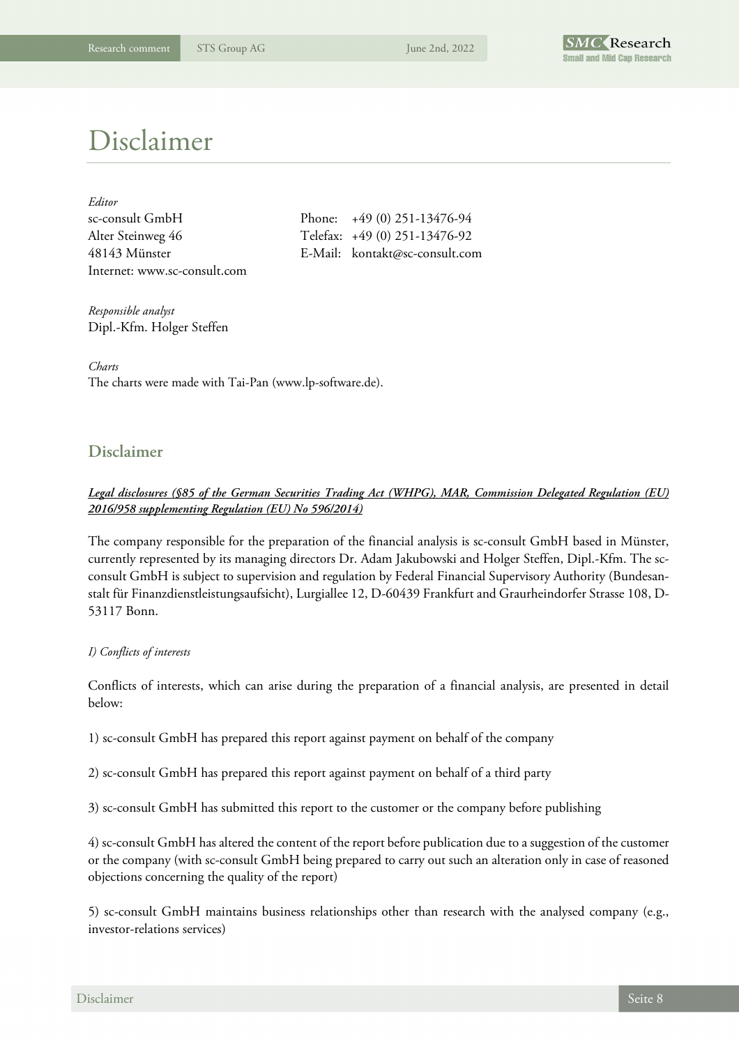# Disclaimer

*Editor*
sc-consult GmbH
Alter Steinweg 46
48143 Münster
Internet: www.sc-consult.com

Phone: +49 (0) 251-13476-94
Telefax: +49 (0) 251-13476-92
E-Mail: kontakt@sc-consult.com

*Responsible analyst*
Dipl.-Kfm. Holger Steffen

*Charts*
The charts were made with Tai-Pan (www.lp-software.de).

## Disclaimer

***Legal disclosures (§85 of the German Securities Trading Act (WHPG), MAR, Commission Delegated Regulation (EU) 2016/958 supplementing Regulation (EU) No 596/2014)***

The company responsible for the preparation of the financial analysis is sc-consult GmbH based in Münster, currently represented by its managing directors Dr. Adam Jakubowski and Holger Steffen, Dipl.-Kfm. The sc-consult GmbH is subject to supervision and regulation by Federal Financial Supervisory Authority (Bundesanstalt für Finanzdienstleistungsaufsicht), Lurgiallee 12, D-60439 Frankfurt and Graurheindorfer Strasse 108, D-53117 Bonn.

*I) Conflicts of interests*

Conflicts of interests, which can arise during the preparation of a financial analysis, are presented in detail below:

1) sc-consult GmbH has prepared this report against payment on behalf of the company

2) sc-consult GmbH has prepared this report against payment on behalf of a third party

3) sc-consult GmbH has submitted this report to the customer or the company before publishing

4) sc-consult GmbH has altered the content of the report before publication due to a suggestion of the customer or the company (with sc-consult GmbH being prepared to carry out such an alteration only in case of reasoned objections concerning the quality of the report)

5) sc-consult GmbH maintains business relationships other than research with the analysed company (e.g., investor-relations services)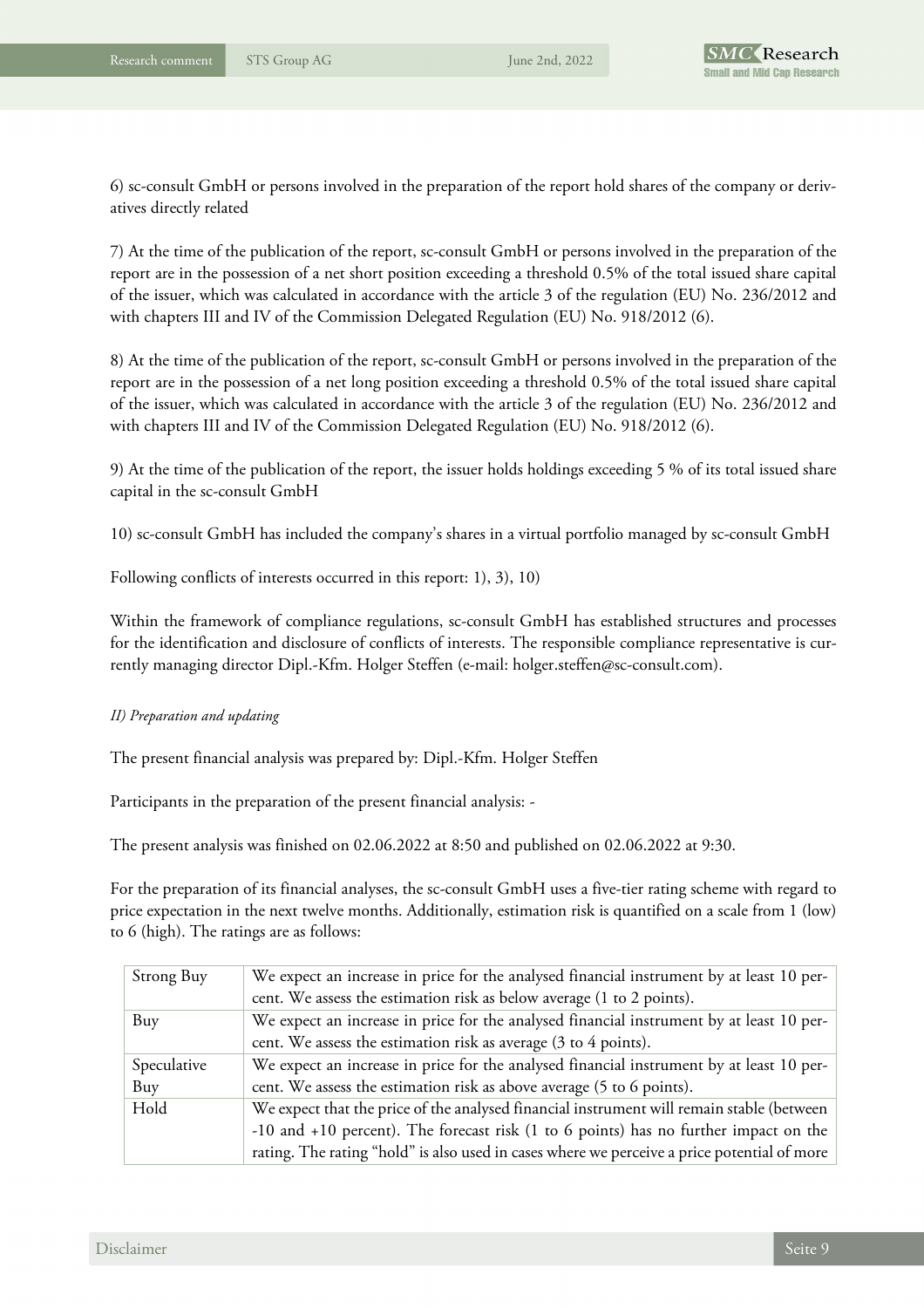6) sc-consult GmbH or persons involved in the preparation of the report hold shares of the company or derivatives directly related

7) At the time of the publication of the report, sc-consult GmbH or persons involved in the preparation of the report are in the possession of a net short position exceeding a threshold 0.5% of the total issued share capital of the issuer, which was calculated in accordance with the article 3 of the regulation (EU) No. 236/2012 and with chapters III and IV of the Commission Delegated Regulation (EU) No. 918/2012 (6).

8) At the time of the publication of the report, sc-consult GmbH or persons involved in the preparation of the report are in the possession of a net long position exceeding a threshold 0.5% of the total issued share capital of the issuer, which was calculated in accordance with the article 3 of the regulation (EU) No. 236/2012 and with chapters III and IV of the Commission Delegated Regulation (EU) No. 918/2012 (6).

9) At the time of the publication of the report, the issuer holds holdings exceeding 5 % of its total issued share capital in the sc-consult GmbH

10) sc-consult GmbH has included the company's shares in a virtual portfolio managed by sc-consult GmbH

Following conflicts of interests occurred in this report: 1), 3), 10)

Within the framework of compliance regulations, sc-consult GmbH has established structures and processes for the identification and disclosure of conflicts of interests. The responsible compliance representative is currently managing director Dipl.-Kfm. Holger Steffen (e-mail: holger.steffen@sc-consult.com).

*II) Preparation and updating*

The present financial analysis was prepared by: Dipl.-Kfm. Holger Steffen

Participants in the preparation of the present financial analysis: -

The present analysis was finished on 02.06.2022 at 8:50 and published on 02.06.2022 at 9:30.

For the preparation of its financial analyses, the sc-consult GmbH uses a five-tier rating scheme with regard to price expectation in the next twelve months. Additionally, estimation risk is quantified on a scale from 1 (low) to 6 (high). The ratings are as follows:

| | |
|---|---|
| Strong Buy | We expect an increase in price for the analysed financial instrument by at least 10 percent. We assess the estimation risk as below average (1 to 2 points). |
| Buy | We expect an increase in price for the analysed financial instrument by at least 10 percent. We assess the estimation risk as average (3 to 4 points). |
| Speculative Buy | We expect an increase in price for the analysed financial instrument by at least 10 percent. We assess the estimation risk as above average (5 to 6 points). |
| Hold | We expect that the price of the analysed financial instrument will remain stable (between -10 and +10 percent). The forecast risk (1 to 6 points) has no further impact on the rating. The rating "hold" is also used in cases where we perceive a price potential of more |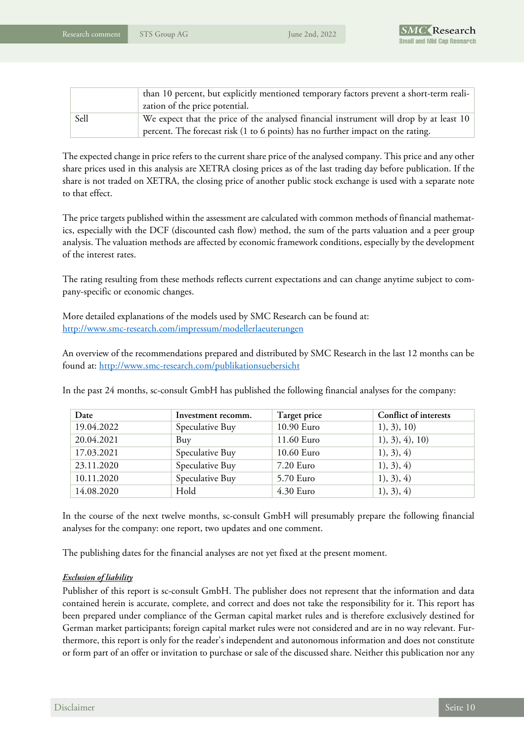| | |
|---|---|
| | than 10 percent, but explicitly mentioned temporary factors prevent a short-term realization of the price potential. |
| Sell | We expect that the price of the analysed financial instrument will drop by at least 10 percent. The forecast risk (1 to 6 points) has no further impact on the rating. |

The expected change in price refers to the current share price of the analysed company. This price and any other share prices used in this analysis are XETRA closing prices as of the last trading day before publication. If the share is not traded on XETRA, the closing price of another public stock exchange is used with a separate note to that effect.

The price targets published within the assessment are calculated with common methods of financial mathematics, especially with the DCF (discounted cash flow) method, the sum of the parts valuation and a peer group analysis. The valuation methods are affected by economic framework conditions, especially by the development of the interest rates.

The rating resulting from these methods reflects current expectations and can change anytime subject to company-specific or economic changes.

More detailed explanations of the models used by SMC Research can be found at:
http://www.smc-research.com/impressum/modellerlaeuterungen

An overview of the recommendations prepared and distributed by SMC Research in the last 12 months can be found at: http://www.smc-research.com/publikationsuebersicht

In the past 24 months, sc-consult GmbH has published the following financial analyses for the company:

| Date | Investment recomm. | Target price | Conflict of interests |
|---|---|---|---|
| 19.04.2022 | Speculative Buy | 10.90 Euro | 1), 3), 10) |
| 20.04.2021 | Buy | 11.60 Euro | 1), 3), 4), 10) |
| 17.03.2021 | Speculative Buy | 10.60 Euro | 1), 3), 4) |
| 23.11.2020 | Speculative Buy | 7.20 Euro | 1), 3), 4) |
| 10.11.2020 | Speculative Buy | 5.70 Euro | 1), 3), 4) |
| 14.08.2020 | Hold | 4.30 Euro | 1), 3), 4) |

In the course of the next twelve months, sc-consult GmbH will presumably prepare the following financial analyses for the company: one report, two updates and one comment.

The publishing dates for the financial analyses are not yet fixed at the present moment.

***Exclusion of liability***

Publisher of this report is sc-consult GmbH. The publisher does not represent that the information and data contained herein is accurate, complete, and correct and does not take the responsibility for it. This report has been prepared under compliance of the German capital market rules and is therefore exclusively destined for German market participants; foreign capital market rules were not considered and are in no way relevant. Furthermore, this report is only for the reader's independent and autonomous information and does not constitute or form part of an offer or invitation to purchase or sale of the discussed share. Neither this publication nor any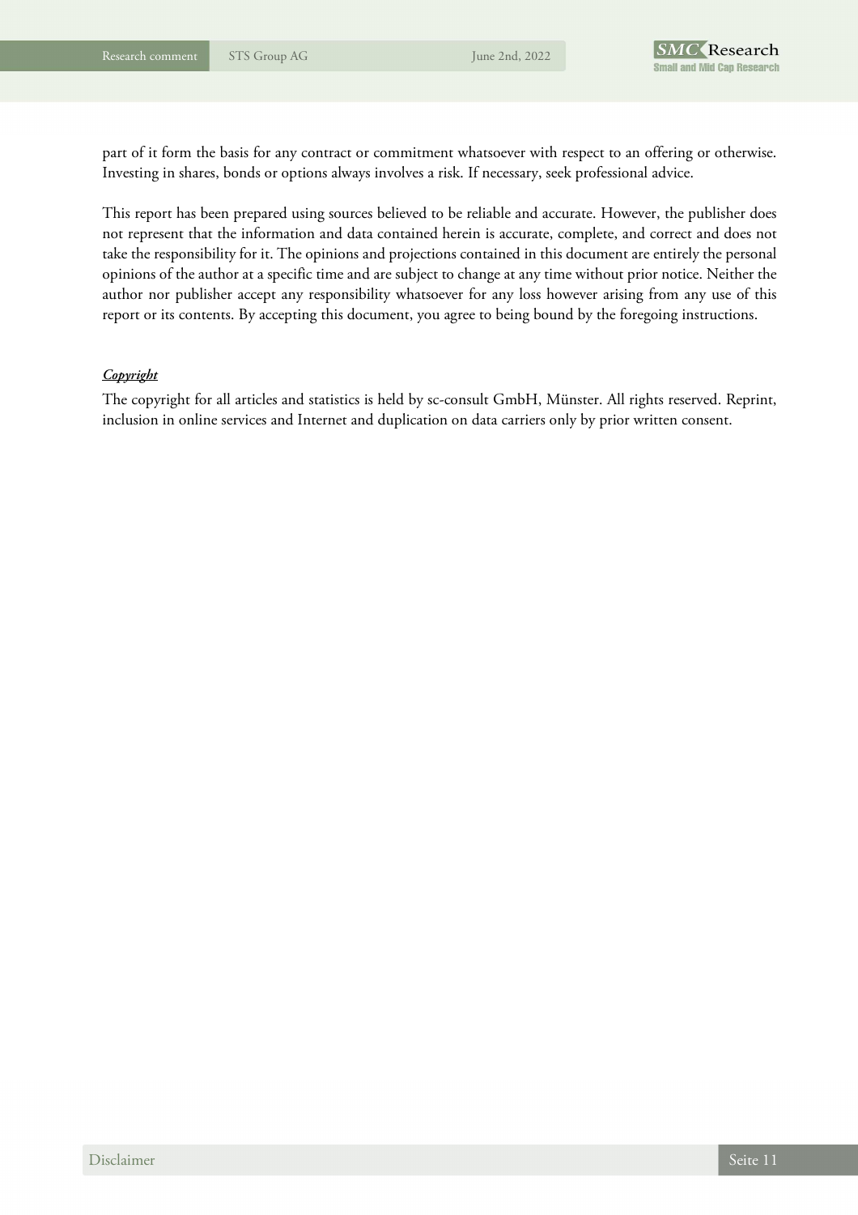part of it form the basis for any contract or commitment whatsoever with respect to an offering or otherwise. Investing in shares, bonds or options always involves a risk. If necessary, seek professional advice.

This report has been prepared using sources believed to be reliable and accurate. However, the publisher does not represent that the information and data contained herein is accurate, complete, and correct and does not take the responsibility for it. The opinions and projections contained in this document are entirely the personal opinions of the author at a specific time and are subject to change at any time without prior notice. Neither the author nor publisher accept any responsibility whatsoever for any loss however arising from any use of this report or its contents. By accepting this document, you agree to being bound by the foregoing instructions.

***Copyright***

The copyright for all articles and statistics is held by sc-consult GmbH, Münster. All rights reserved. Reprint, inclusion in online services and Internet and duplication on data carriers only by prior written consent.